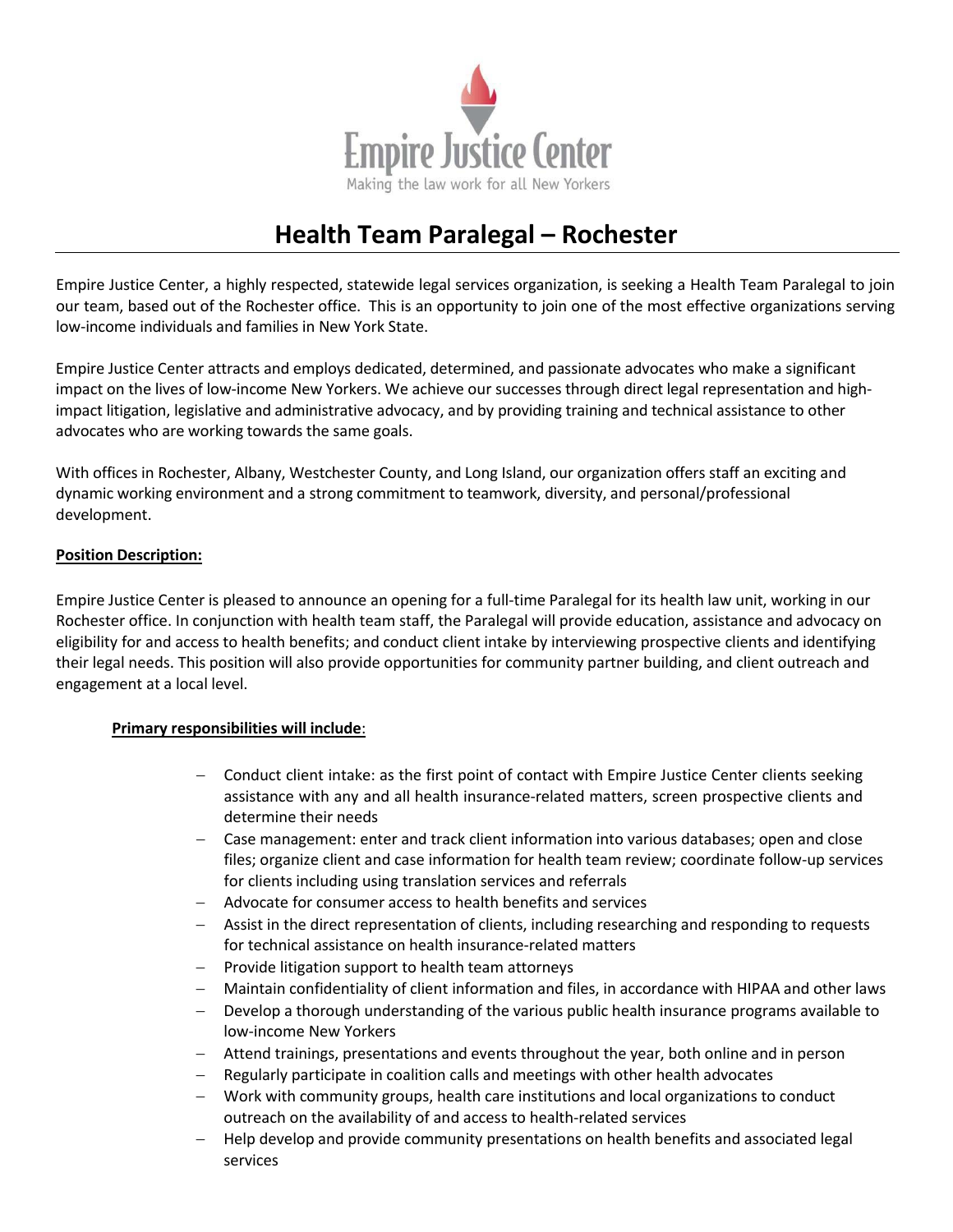Empire Justice Center

Making the law work for all New Yorkers

# Health Team Paralegal – Rochester

Empire Justice Center, a highly respected, statewide legal services organization, is seeking a Health Team Paralegal to join our team, based out of the Rochester office. This is an opportunity to join one of the most effective organizations serving low-income individuals and families in New York State.

Empire Justice Center attracts and employs dedicated, determined, and passionate advocates who make a significant impact on the lives of low-income New Yorkers. We achieve our successes through direct legal representation and high-impact litigation, legislative and administrative advocacy, and by providing training and technical assistance to other advocates who are working towards the same goals.

With offices in Rochester, Albany, Westchester County, and Long Island, our organization offers staff an exciting and dynamic working environment and a strong commitment to teamwork, diversity, and personal/professional development.

**Position Description:**

Empire Justice Center is pleased to announce an opening for a full-time Paralegal for its health law unit, working in our Rochester office. In conjunction with health team staff, the Paralegal will provide education, assistance and advocacy on eligibility for and access to health benefits; and conduct client intake by interviewing prospective clients and identifying their legal needs. This position will also provide opportunities for community partner building, and client outreach and engagement at a local level.

**Primary responsibilities will include**:

- Conduct client intake: as the first point of contact with Empire Justice Center clients seeking assistance with any and all health insurance-related matters, screen prospective clients and determine their needs
- Case management: enter and track client information into various databases; open and close files; organize client and case information for health team review; coordinate follow-up services for clients including using translation services and referrals
- Advocate for consumer access to health benefits and services
- Assist in the direct representation of clients, including researching and responding to requests for technical assistance on health insurance-related matters
- Provide litigation support to health team attorneys
- Maintain confidentiality of client information and files, in accordance with HIPAA and other laws
- Develop a thorough understanding of the various public health insurance programs available to low-income New Yorkers
- Attend trainings, presentations and events throughout the year, both online and in person
- Regularly participate in coalition calls and meetings with other health advocates
- Work with community groups, health care institutions and local organizations to conduct outreach on the availability of and access to health-related services
- Help develop and provide community presentations on health benefits and associated legal services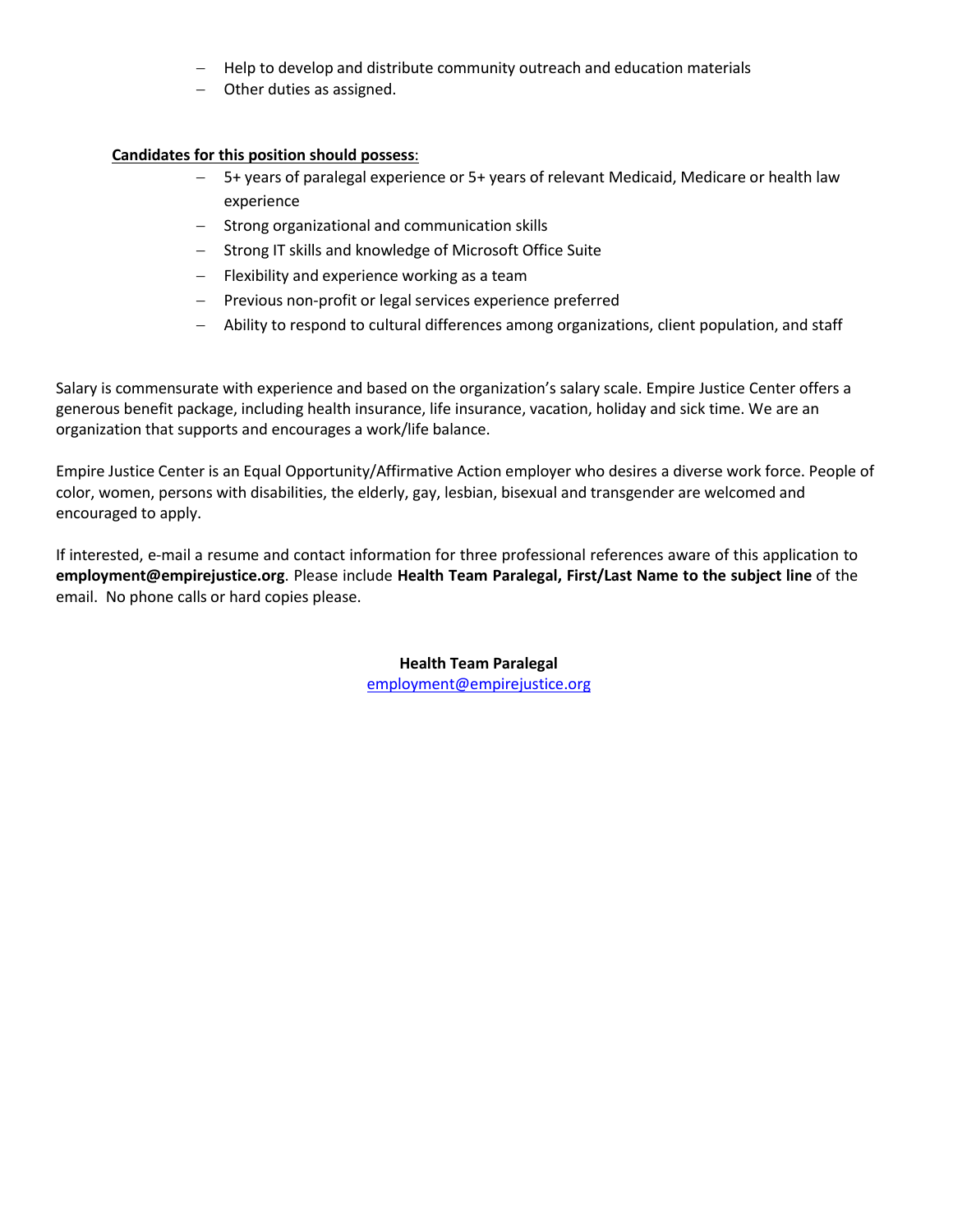- Help to develop and distribute community outreach and education materials
- Other duties as assigned.

**Candidates for this position should possess**:

- 5+ years of paralegal experience or 5+ years of relevant Medicaid, Medicare or health law experience
- Strong organizational and communication skills
- Strong IT skills and knowledge of Microsoft Office Suite
- Flexibility and experience working as a team
- Previous non-profit or legal services experience preferred
- Ability to respond to cultural differences among organizations, client population, and staff

Salary is commensurate with experience and based on the organization's salary scale. Empire Justice Center offers a generous benefit package, including health insurance, life insurance, vacation, holiday and sick time. We are an organization that supports and encourages a work/life balance.

Empire Justice Center is an Equal Opportunity/Affirmative Action employer who desires a diverse work force. People of color, women, persons with disabilities, the elderly, gay, lesbian, bisexual and transgender are welcomed and encouraged to apply.

If interested, e-mail a resume and contact information for three professional references aware of this application to **employment@empirejustice.org**. Please include **Health Team Paralegal, First/Last Name to the subject line** of the email. No phone calls or hard copies please.

**Health Team Paralegal**
employment@empirejustice.org